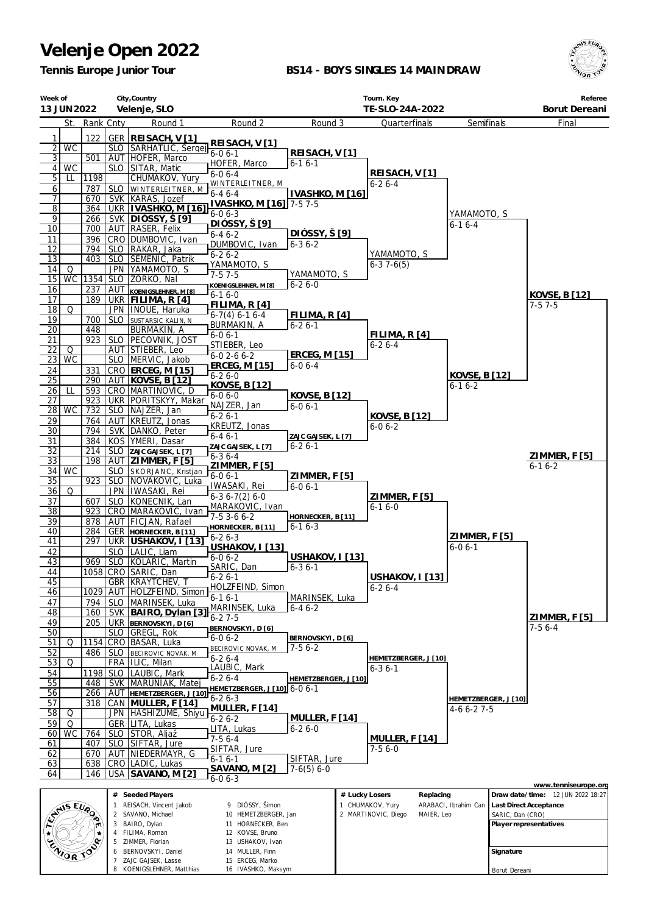# Velenje Open 2022

**Tennis Europe Junior Tour**

**BS14 - BOYS SINGLES 14 MAINDRAW**

| Week of | City,Country | Tourn. Key | Referee |
|---|---|---|---|
| 13 JUN2022 | Velenje, SLO | TE-SLO-24A-2022 | Borut Dereani |

| # | St. | Rank | Cnty | Round 1 | Round 2 | Round 3 | Quarterfinals | Semifinals | Final |
|---|---|---|---|---|---|---|---|---|---|
| 1 | | 122 | GER | REISACH, V [1] | REISACH, V [1] 6-0 6-1 | REISACH, V [1] 6-1 6-1 | REISACH, V [1] 6-2 6-4 | YAMAMOTO, S 6-1 6-4 | KOVSE, B [12] 7-5 7-5 |
| 2 | WC | | SLO | SARHATLIC, Sergej | | | | | |
| 3 | | 501 | AUT | HOFER, Marco | HOFER, Marco 6-0 6-4 | | | | |
| 4 | WC | | SLO | SITAR, Matic | | | | | |
| 5 | LL | 1198 | | CHUMAKOV, Yury | WINTERLEITNER, M 6-4 6-4 | IVASHKO, M [16] 7-5 7-5 | | | |
| 6 | | 787 | SLO | WINTERLEITNER, M | | | | | |
| 7 | | 670 | SVK | KARAS, Jozef | IVASHKO, M [16] 6-0 6-3 | | | | |
| 8 | | 364 | UKR | IVASHKO, M [16] | | | | | |
| 9 | | 266 | SVK | DIÓSSY, Š [9] | DIÓSSY, Š [9] 6-4 6-2 | DIÓSSY, Š [9] 6-3 6-2 | YAMAMOTO, S 6-3 7-6(5) | | |
| 10 | | 700 | AUT | RASER, Felix | | | | | |
| 11 | | 396 | CRO | DUMBOVIC, Ivan | DUMBOVIC, Ivan 6-2 6-2 | | | | |
| 12 | | 794 | SLO | RAKAR, Jaka | | | | | |
| 13 | | 403 | SLO | SEMENIC, Patrik | YAMAMOTO, S 7-5 7-5 | YAMAMOTO, S 6-2 6-0 | | | |
| 14 | Q | | JPN | YAMAMOTO, S | | | | | |
| 15 | WC | 1354 | SLO | ZORKO, Nal | KOENIGSLEHNER, M [8] 6-1 6-0 | | | | |
| 16 | | 237 | AUT | KOENIGSLEHNER, M [8] | | | | | |
| 17 | | 189 | UKR | FILIMA, R [4] | FILIMA, R [4] 6-7(4) 6-1 6-4 | FILIMA, R [4] 6-2 6-1 | FILIMA, R [4] 6-2 6-4 | KOVSE, B [12] 6-1 6-2 | |
| 18 | Q | | JPN | INOUE, Haruka | | | | | |
| 19 | | 700 | SLO | SUSTARSIC KALIN, N | BURMAKIN, A 6-0 6-1 | | | | |
| 20 | | 448 | | BURMAKIN, A | | | | | |
| 21 | | 923 | SLO | PECOVNIK, JOST | STIEBER, Leo 6-0 2-6 6-2 | ERCEG, M [15] 6-0 6-4 | | | |
| 22 | Q | | AUT | STIEBER, Leo | | | | | |
| 23 | WC | | SLO | MERVIC, Jakob | ERCEG, M [15] 6-2 6-0 | | | | |
| 24 | | 331 | CRO | ERCEG, M [15] | | | | | |
| 25 | | 290 | AUT | KOVSE, B [12] | KOVSE, B [12] 6-0 6-0 | KOVSE, B [12] 6-0 6-1 | KOVSE, B [12] 6-0 6-2 | | |
| 26 | LL | 593 | CRO | MARTINOVIC, D | | | | | |
| 27 | | 923 | UKR | PORITSKYY, Makar | NAJZER, Jan 6-2 6-1 | | | | |
| 28 | WC | 732 | SLO | NAJZER, Jan | | | | | |
| 29 | | 764 | AUT | KREUTZ, Jonas | KREUTZ, Jonas 6-4 6-1 | ZAJC GAJSEK, L [7] 6-2 6-1 | | | |
| 30 | | 794 | SVK | DANKO, Peter | | | | | |
| 31 | | 384 | KOS | YMERI, Dasar | ZAJC GAJSEK, L [7] 6-3 6-4 | | | | |
| 32 | | 214 | SLO | ZAJC GAJSEK, L [7] | | | | | |
| 33 | | 198 | AUT | ZIMMER, F [5] | ZIMMER, F [5] 6-0 6-1 | ZIMMER, F [5] 6-0 6-1 | ZIMMER, F [5] 6-1 6-0 | ZIMMER, F [5] 6-0 6-1 | ZIMMER, F [5] 6-1 6-2 |
| 34 | WC | | SLO | SKORJANC, Kristjan | | | | | |
| 35 | | 923 | SLO | NOVAKOVIC, Luka | IWASAKI, Rei 6-3 6-7(2) 6-0 | | | | |
| 36 | Q | | JPN | IWASAKI, Rei | | | | | |
| 37 | | 607 | SLO | KONECNIK, Lan | MARAKOVIC, Ivan 7-5 3-6 6-2 | HORNECKER, B [11] 6-1 6-3 | | | |
| 38 | | 923 | CRO | MARAKOVIC, Ivan | | | | | |
| 39 | | 878 | AUT | FICJAN, Rafael | HORNECKER, B [11] 6-2 6-3 | | | | |
| 40 | | 284 | GER | HORNECKER, B [11] | | | | | |
| 41 | | 297 | UKR | USHAKOV, I [13] | USHAKOV, I [13] 6-0 6-2 | USHAKOV, I [13] 6-3 6-1 | USHAKOV, I [13] 6-2 6-4 | | |
| 42 | | | SLO | LALIC, Liam | | | | | |
| 43 | | 969 | SLO | KOLARIC, Martin | SARIC, Dan 6-2 6-1 | | | | |
| 44 | | 1058 | CRO | SARIC, Dan | | | | | |
| 45 | | | GBR | KRAYTCHEV, T | HOLZFEIND, Simon 6-1 6-1 | MARINSEK, Luka 6-4 6-2 | | | |
| 46 | | 1029 | AUT | HOLZFEIND, Simon | | | | | |
| 47 | | 794 | SLO | MARINSEK, Luka | MARINSEK, Luka 6-2 7-5 | | | | |
| 48 | | 160 | SVK | BAIRO, Dylan [3] | | | | | |
| 49 | | 205 | UKR | BERNOVSKYI, D [6] | BERNOVSKYI, D [6] 6-0 6-2 | BERNOVSKYI, D [6] 7-5 6-2 | HEMETZBERGER, J [10] 6-3 6-1 | HEMETZBERGER, J [10] 4-6 6-2 7-5 | ZIMMER, F [5] 7-5 6-4 |
| 50 | | | SLO | GREGL, Rok | | | | | |
| 51 | Q | 1154 | CRO | BASAR, Luka | BECIROVIC NOVAK, M 6-2 6-4 | | | | |
| 52 | | 486 | SLO | BECIROVIC NOVAK, M | | | | | |
| 53 | Q | | FRA | ILIC, Milan | LAUBIC, Mark 6-2 6-4 | HEMETZBERGER, J [10] 6-0 6-1 | | | |
| 54 | | 1198 | SLO | LAUBIC, Mark | | | | | |
| 55 | | 448 | SVK | MARUNIAK, Matej | HEMETZBERGER, J [10] 6-2 6-3 | | | | |
| 56 | | 266 | AUT | HEMETZBERGER, J [10] | | | | | |
| 57 | | 318 | CAN | MULLER, F [14] | MULLER, F [14] 6-2 6-2 | MULLER, F [14] 6-2 6-0 | MULLER, F [14] 7-5 6-0 | | |
| 58 | Q | | JPN | HASHIZUME, Shiyu | | | | | |
| 59 | Q | | GER | LITA, Lukas | LITA, Lukas 7-5 6-4 | | | | |
| 60 | WC | 764 | SLO | ŠTOR, Aljaž | | | | | |
| 61 | | 407 | SLO | SIFTAR, Jure | SIFTAR, Jure 6-1 6-1 | SIFTAR, Jure 7-6(5) 6-0 | | | |
| 62 | | 670 | AUT | NIEDERMAYR, G | | | | | |
| 63 | | 638 | CRO | LADIC, Lukas | SAVANO, M [2] 6-0 6-3 | | | | |
| 64 | | 146 | USA | SAVANO, M [2] | | | | | |

www.tenniseurope.org

| # | Seeded Players | # | Seeded Players |
|---|---|---|---|
| 1 | REISACH, Vincent Jakob | 9 | DIÓSSY, Šimon |
| 2 | SAVANO, Michael | 10 | HEMETZBERGER, Jan |
| 3 | BAIRO, Dylan | 11 | HORNECKER, Ben |
| 4 | FILIMA, Roman | 12 | KOVSE, Bruno |
| 5 | ZIMMER, Florian | 13 | USHAKOV, Ivan |
| 6 | BERNOVSKYI, Daniel | 14 | MULLER, Finn |
| 7 | ZAJC GAJSEK, Lasse | 15 | ERCEG, Marko |
| 8 | KOENIGSLEHNER, Matthias | 16 | IVASHKO, Maksym |

| # | Lucky Losers | Replacing |
|---|---|---|
| 1 | CHUMAKOV, Yury | ARABACI, Ibrahim Can |
| 2 | MARTINOVIC, Diego | MAIER, Leo |

Draw date/time: 12 JUN 2022 18:27

Last Direct Acceptance: SARIC, Dan (CRO)

Player representatives

Signature

Borut Dereani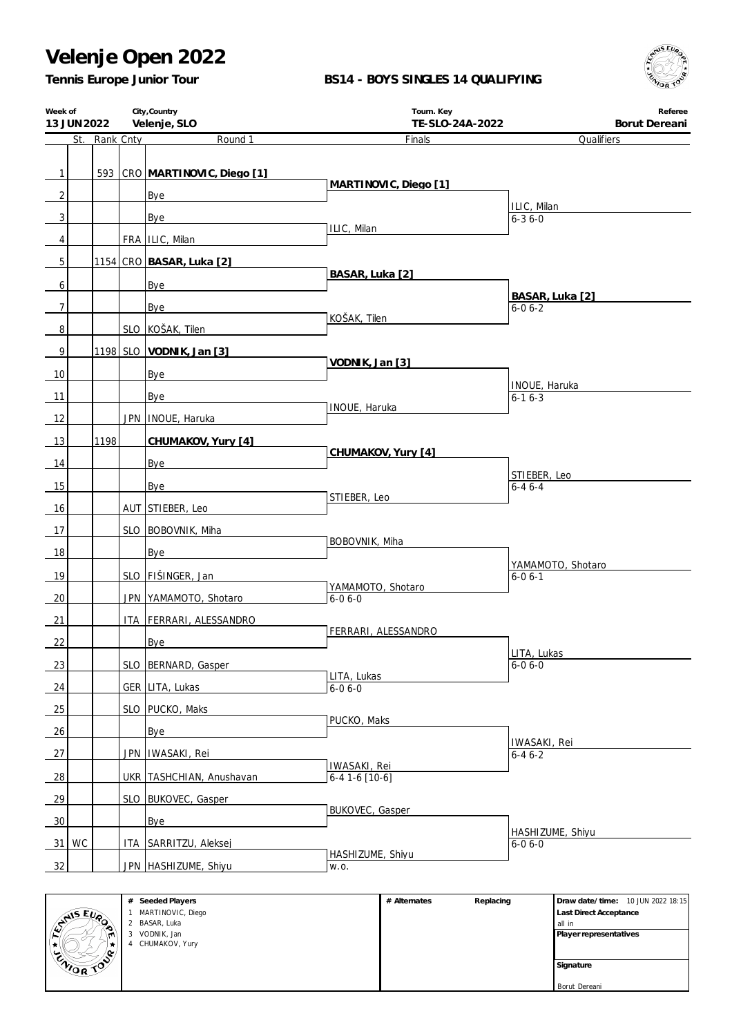# Velenje Open 2022

**Tennis Europe Junior Tour**

**BS14 - BOYS SINGLES 14 QUALIFYING**

| Week of | City,Country | Tourn. Key | Referee |
|---|---|---|---|
| 13 JUN 2022 | Velenje, SLO | TE-SLO-24A-2022 | Borut Dereani |

| # | St. | Rank | Cnty | Round 1 | Finals | Qualifiers |
|---|---|---|---|---|---|---|
| 1 | | 593 | CRO | **MARTINOVIC, Diego [1]** | **MARTINOVIC, Diego [1]** | |
| 2 | | | | Bye | | ILIC, Milan 6-3 6-0 |
| 3 | | | | Bye | ILIC, Milan | |
| 4 | | | FRA | ILIC, Milan | | |
| 5 | | 1154 | CRO | **BASAR, Luka [2]** | **BASAR, Luka [2]** | |
| 6 | | | | Bye | | **BASAR, Luka [2]** 6-0 6-2 |
| 7 | | | | Bye | KOŠAK, Tilen | |
| 8 | | | SLO | KOŠAK, Tilen | | |
| 9 | | 1198 | SLO | **VODNIK, Jan [3]** | **VODNIK, Jan [3]** | |
| 10 | | | | Bye | | INOUE, Haruka 6-1 6-3 |
| 11 | | | | Bye | INOUE, Haruka | |
| 12 | | | JPN | INOUE, Haruka | | |
| 13 | | 1198 | | **CHUMAKOV, Yury [4]** | **CHUMAKOV, Yury [4]** | |
| 14 | | | | Bye | | STIEBER, Leo 6-4 6-4 |
| 15 | | | | Bye | STIEBER, Leo | |
| 16 | | | AUT | STIEBER, Leo | | |
| 17 | | | SLO | BOBOVNIK, Miha | BOBOVNIK, Miha | |
| 18 | | | | Bye | | YAMAMOTO, Shotaro 6-0 6-1 |
| 19 | | | SLO | FIŠINGER, Jan | YAMAMOTO, Shotaro 6-0 6-0 | |
| 20 | | | JPN | YAMAMOTO, Shotaro | | |
| 21 | | | ITA | FERRARI, ALESSANDRO | FERRARI, ALESSANDRO | |
| 22 | | | | Bye | | LITA, Lukas 6-0 6-0 |
| 23 | | | SLO | BERNARD, Gasper | LITA, Lukas 6-0 6-0 | |
| 24 | | | GER | LITA, Lukas | | |
| 25 | | | SLO | PUCKO, Maks | PUCKO, Maks | |
| 26 | | | | Bye | | IWASAKI, Rei 6-4 6-2 |
| 27 | | | JPN | IWASAKI, Rei | IWASAKI, Rei 6-4 1-6 [10-6] | |
| 28 | | | UKR | TASHCHIAN, Anushavan | | |
| 29 | | | SLO | BUKOVEC, Gasper | BUKOVEC, Gasper | |
| 30 | | | | Bye | | HASHIZUME, Shiyu 6-0 6-0 |
| 31 | WC | | ITA | SARRITZU, Aleksej | HASHIZUME, Shiyu w.o. | |
| 32 | | | JPN | HASHIZUME, Shiyu | | |

| # Seeded Players | # Alternates | Replacing | |
|---|---|---|---|
| 1 MARTINOVIC, Diego | | | **Draw date/time:** 10 JUN 2022 18:15 |
| 2 BASAR, Luka | | | **Last Direct Acceptance** all in |
| 3 VODNIK, Jan | | | **Player representatives** |
| 4 CHUMAKOV, Yury | | | **Signature** Borut Dereani |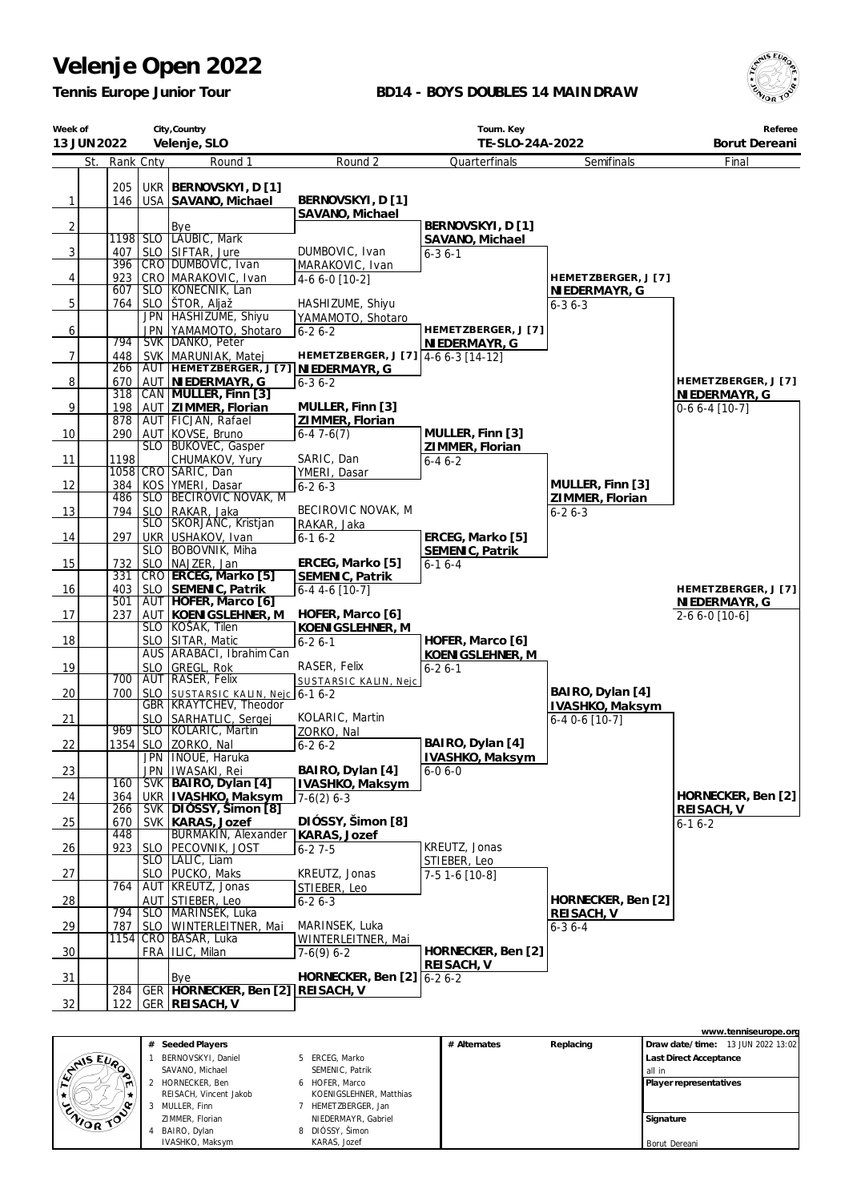# Velenje Open 2022

**Tennis Europe Junior Tour**

**BD14 - BOYS DOUBLES 14 MAIN DRAW**

| Week of | City,Country | Tourn. Key | Referee |
|---|---|---|---|
| 13 JUN 2022 | Velenje, SLO | TE-SLO-24A-2022 | Borut Dereani |

| | St. | Rank | Cnty | Round 1 | Round 2 | Quarterfinals | Semifinals | Final |
|---|---|---|---|---|---|---|---|---|
| 1 | | 205 / 146 | UKR / USA | **BERNOVSKYI, D [1]** / **SAVANO, Michael** | BERNOVSKYI, D [1] / SAVANO, Michael | | | |
| 2 | | | | Bye | | BERNOVSKYI, D [1] / SAVANO, Michael | | |
| 3 | | 1198 / 407 | SLO / SLO | LAUBIC, Mark / SIFTAR, Jure | DUMBOVIC, Ivan / MARAKOVIC, Ivan | 6-3 6-1 | | |
| 4 | | 396 / 923 | CRO / CRO | DUMBOVIC, Ivan / MARAKOVIC, Ivan | 4-6 6-0 [10-2] | | HEMETZBERGER, J [7] / NIEDERMAYR, G | |
| 5 | | 607 / 764 | SLO / SLO | KONECNIK, Lan / ŠTOR, Aljaž | HASHIZUME, Shiyu / YAMAMOTO, Shotaro | | 6-3 6-3 | |
| 6 | | | JPN / JPN | HASHIZUME, Shiyu / YAMAMOTO, Shotaro | 6-2 6-2 | HEMETZBERGER, J [7] / NIEDERMAYR, G | | |
| 7 | | 794 / 448 | SVK / SVK | DANKO, Peter / MARUNIAK, Matej | HEMETZBERGER, J [7] / NIEDERMAYR, G | 4-6 6-3 [14-12] | | |
| 8 | | 266 / 670 | AUT / AUT | **HEMETZBERGER, J [7]** / **NIEDERMAYR, G** | 6-3 6-2 | | | HEMETZBERGER, J [7] / NIEDERMAYR, G |
| 9 | | 318 / 198 | CAN / AUT | **MULLER, Finn [3]** / **ZIMMER, Florian** | MULLER, Finn [3] / ZIMMER, Florian | | | 0-6 6-4 [10-7] |
| 10 | | 878 / 290 | AUT / AUT | FICJAN, Rafael / KOVSE, Bruno | 6-4 7-6(7) | MULLER, Finn [3] / ZIMMER, Florian | | |
| 11 | | 1198 | SLO / | BUKOVEC, Gasper / CHUMAKOV, Yury | SARIC, Dan / YMERI, Dasar | 6-4 6-2 | | |
| 12 | | 1058 / 384 | CRO / KOS | SARIC, Dan / YMERI, Dasar | 6-2 6-3 | | MULLER, Finn [3] / ZIMMER, Florian | |
| 13 | | 486 / 794 | SLO / SLO | BECIROVIC NOVAK, M / RAKAR, Jaka | BECIROVIC NOVAK, M / RAKAR, Jaka | | 6-2 6-3 | |
| 14 | | 297 | SLO / UKR | SKORJANC, Kristjan / USHAKOV, Ivan | 6-1 6-2 | ERCEG, Marko [5] / SEMENIC, Patrik | | |
| 15 | | 732 | SLO / SLO | BOBOVNIK, Miha / NAJZER, Jan | ERCEG, Marko [5] / SEMENIC, Patrik | 6-1 6-4 | | |
| 16 | | 331 / 403 | CRO / SLO | **ERCEG, Marko [5]** / **SEMENIC, Patrik** | 6-4 4-6 [10-7] | | | HEMETZBERGER, J [7] / NIEDERMAYR, G |
| 17 | | 501 / 237 | AUT / AUT | **HOFER, Marco [6]** / **KOENIGSLEHNER, M** | HOFER, Marco [6] / KOENIGSLEHNER, M | | | 2-6 6-0 [10-6] |
| 18 | | | SLO / SLO | KOŠAK, Tilen / SITAR, Matic | 6-2 6-1 | HOFER, Marco [6] / KOENIGSLEHNER, M | | |
| 19 | | | AUS / SLO | ARABACI, Ibrahim Can / GREGL, Rok | RASER, Felix / SUSTARSIC KALIN, Nejc | 6-2 6-1 | | |
| 20 | | 700 / 700 | AUT / SLO | RASER, Felix / SUSTARSIC KALIN, Nejc | 6-1 6-2 | | BAIRO, Dylan [4] / IVASHKO, Maksym | |
| 21 | | | GBR / SLO | KRAYTCHEV, Theodor / SARHATLIC, Sergej | KOLARIC, Martin / ZORKO, Nal | | 6-4 0-6 [10-7] | |
| 22 | | 969 / 1354 | SLO / SLO | KOLARIC, Martin / ZORKO, Nal | 6-2 6-2 | BAIRO, Dylan [4] / IVASHKO, Maksym | | |
| 23 | | | JPN / JPN | INOUE, Haruka / IWASAKI, Rei | BAIRO, Dylan [4] / IVASHKO, Maksym | 6-0 6-0 | | |
| 24 | | 160 / 364 | SVK / UKR | **BAIRO, Dylan [4]** / **IVASHKO, Maksym** | 7-6(2) 6-3 | | | HORNECKER, Ben [2] / REISACH, V |
| 25 | | 266 / 670 | SVK / SVK | **DIÓSSY, Šimon [8]** / **KARAS, Jozef** | DIÓSSY, Šimon [8] / KARAS, Jozef | | | 6-1 6-2 |
| 26 | | 448 / 923 | / SLO | BURMAKIN, Alexander / PECOVNIK, JOST | 6-2 7-5 | KREUTZ, Jonas / STIEBER, Leo | | |
| 27 | | | SLO / SLO | LALIC, Liam / PUCKO, Maks | KREUTZ, Jonas / STIEBER, Leo | 7-5 1-6 [10-8] | | |
| 28 | | 764 | AUT / AUT | KREUTZ, Jonas / STIEBER, Leo | 6-2 6-3 | | HORNECKER, Ben [2] / REISACH, V | |
| 29 | | 794 / 787 | SLO / SLO | MARINSEK, Luka / WINTERLEITNER, Mai | MARINSEK, Luka / WINTERLEITNER, Mai | | 6-3 6-4 | |
| 30 | | 1154 | CRO / FRA | BASAR, Luka / ILIC, Milan | 7-6(9) 6-2 | HORNECKER, Ben [2] / REISACH, V | | |
| 31 | | | | Bye | HORNECKER, Ben [2] / REISACH, V | 6-2 6-2 | | |
| 32 | | 284 / 122 | GER / GER | **HORNECKER, Ben [2]** / **REISACH, V** | | | | |

www.tenniseurope.org

| # | Seeded Players | # | Seeded Players |
|---|---|---|---|
| 1 | BERNOVSKYI, Daniel / SAVANO, Michael | 5 | ERCEG, Marko / SEMENIC, Patrik |
| 2 | HORNECKER, Ben / REISACH, Vincent Jakob | 6 | HOFER, Marco / KOENIGSLEHNER, Matthias |
| 3 | MULLER, Finn / ZIMMER, Florian | 7 | HEMETZBERGER, Jan / NIEDERMAYR, Gabriel |
| 4 | BAIRO, Dylan / IVASHKO, Maksym | 8 | DIÓSSY, Šimon / KARAS, Jozef |

| # Alternates | Replacing |
|---|---|
| | |

**Draw date/time:** 13 JUN 2022 13:02

**Last Direct Acceptance**
all in

**Player representatives**

**Signature**
Borut Dereani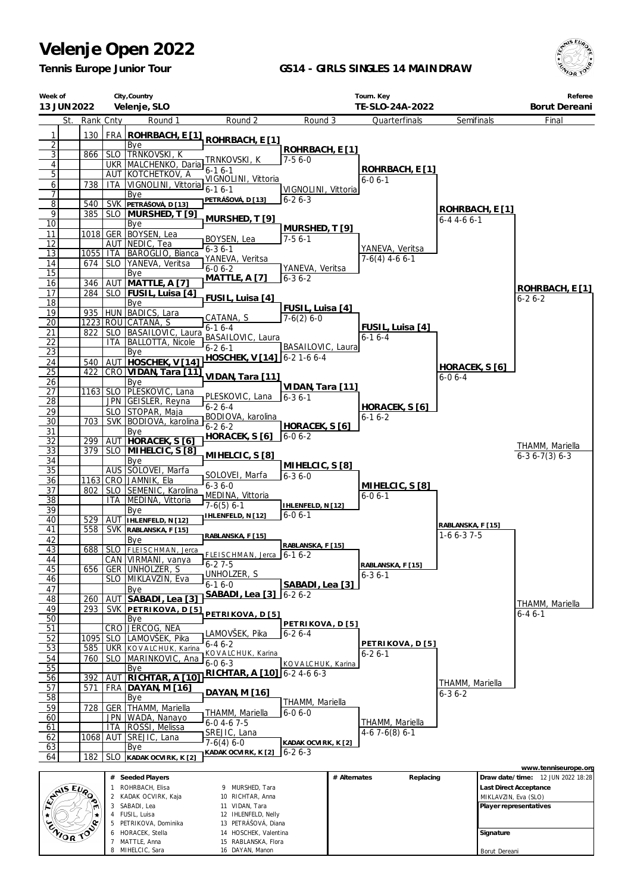# Velenje Open 2022

**Tennis Europe Junior Tour**

**GS14 - GIRLS SINGLES 14 MAINDRAW**

| Week of | City,Country | Tourn. Key | Referee |
|---|---|---|---|
| 13 JUN 2022 | Velenje, SLO | TE-SLO-24A-2022 | Borut Dereani |

| # | St. | Rank | Cnty | Round 1 |
|---|---|---|---|---|
| 1 | | 130 | FRA | **ROHRBACH, E [1]** |
| 2 | | | | Bye |
| 3 | | 866 | SLO | TRNKOVSKI, K |
| 4 | | | UKR | MALCHENKO, Daria |
| 5 | | | AUT | KOTCHETKOV, A |
| 6 | | 738 | ITA | VIGNOLINI, Vittoria |
| 7 | | | | Bye |
| 8 | | 540 | SVK | PETRÁŠOVÁ, D [13] |
| 9 | | 385 | SLO | **MURSHED, T [9]** |
| 10 | | | | Bye |
| 11 | | 1018 | GER | BOYSEN, Lea |
| 12 | | | AUT | NEDIC, Tea |
| 13 | | 1055 | ITA | BAROGLIO, Bianca |
| 14 | | 674 | SLO | YANEVA, Veritsa |
| 15 | | | | Bye |
| 16 | | 346 | AUT | **MATTLE, A [7]** |
| 17 | | 284 | SLO | **FUSIL, Luisa [4]** |
| 18 | | | | Bye |
| 19 | | 935 | HUN | BADICS, Lara |
| 20 | | 1223 | ROU | CATANA, S |
| 21 | | 822 | SLO | BASAILOVIC, Laura |
| 22 | | | ITA | BALLOTTA, Nicole |
| 23 | | | | Bye |
| 24 | | 540 | AUT | **HOSCHEK, V [14]** |
| 25 | | 422 | CRO | **VIDAN, Tara [11]** |
| 26 | | | | Bye |
| 27 | | 1163 | SLO | PLESKOVIC, Lana |
| 28 | | | JPN | GEISLER, Reyna |
| 29 | | | SLO | STOPAR, Maja |
| 30 | | 703 | SVK | BODIOVA, karolina |
| 31 | | | | Bye |
| 32 | | 299 | AUT | **HORACEK, S [6]** |
| 33 | | 379 | SLO | **MIHELCIC, S [8]** |
| 34 | | | | Bye |
| 35 | | | AUS | SOLOVEI, Marfa |
| 36 | | 1163 | CRO | JAMNIK, Ela |
| 37 | | 802 | SLO | SEMENIC, Karolina |
| 38 | | | ITA | MEDINA, Vittoria |
| 39 | | | | Bye |
| 40 | | 529 | AUT | IHLENFELD, N [12] |
| 41 | | 558 | SVK | RABLANSKA, F [15] |
| 42 | | | | Bye |
| 43 | | 688 | SLO | FLEISCHMAN, Jerca |
| 44 | | | CAN | VIRMANI, vanya |
| 45 | | 656 | GER | UNHOLZER, S |
| 46 | | | SLO | MIKLAVZIN, Eva |
| 47 | | | | Bye |
| 48 | | 260 | AUT | **SABADI, Lea [3]** |
| 49 | | 293 | SVK | **PETRIKOVA, D [5]** |
| 50 | | | | Bye |
| 51 | | | CRO | JERCOG, NEA |
| 52 | | 1095 | SLO | LAMOVŠEK, Pika |
| 53 | | 585 | UKR | KOVALCHUK, Karina |
| 54 | | 760 | SLO | MARINKOVIC, Ana |
| 55 | | | | Bye |
| 56 | | 392 | AUT | **RICHTAR, A [10]** |
| 57 | | 571 | FRA | **DAYAN, M [16]** |
| 58 | | | | Bye |
| 59 | | 728 | GER | THAMM, Mariella |
| 60 | | | JPN | WADA, Nanayo |
| 61 | | | ITA | ROSSI, Melissa |
| 62 | | 1068 | AUT | SREJIC, Lana |
| 63 | | | | Bye |
| 64 | | 182 | SLO | KADAK OCVIRK, K [2] |

**Round 2**

| Winner | Score |
|---|---|
| **ROHRBACH, E [1]** | |
| TRNKOVSKI, K | 6-1 6-1 |
| VIGNOLINI, Vittoria | 6-1 6-1 |
| PETRÁŠOVÁ, D [13] | |
| **MURSHED, T [9]** | |
| BOYSEN, Lea | 6-3 6-1 |
| YANEVA, Veritsa | 6-0 6-2 |
| **MATTLE, A [7]** | |
| **FUSIL, Luisa [4]** | |
| CATANA, S | 6-1 6-4 |
| BASAILOVIC, Laura | 6-2 6-1 |
| **HOSCHEK, V [14]** | |
| **VIDAN, Tara [11]** | |
| PLESKOVIC, Lana | 6-2 6-4 |
| BODIOVA, karolina | 6-2 6-2 |
| **HORACEK, S [6]** | |
| **MIHELCIC, S [8]** | |
| SOLOVEI, Marfa | 6-3 6-0 |
| MEDINA, Vittoria | 7-6(5) 6-1 |
| IHLENFELD, N [12] | |
| RABLANSKA, F [15] | |
| FLEISCHMAN, Jerca | 6-2 7-5 |
| UNHOLZER, S | 6-1 6-0 |
| **SABADI, Lea [3]** | |
| **PETRIKOVA, D [5]** | |
| LAMOVŠEK, Pika | 6-4 6-2 |
| KOVALCHUK, Karina | 6-0 6-3 |
| **RICHTAR, A [10]** | |
| **DAYAN, M [16]** | |
| THAMM, Mariella | 6-0 4-6 7-5 |
| SREJIC, Lana | 7-6(4) 6-0 |
| KADAK OCVIRK, K [2] | |

**Round 3**

| Winner | Score |
|---|---|
| **ROHRBACH, E [1]** | 7-5 6-0 |
| VIGNOLINI, Vittoria | 6-2 6-3 |
| **MURSHED, T [9]** | 7-5 6-1 |
| YANEVA, Veritsa | 6-3 6-2 |
| **FUSIL, Luisa [4]** | 7-6(2) 6-0 |
| BASAILOVIC, Laura | 6-2 1-6 6-4 |
| **VIDAN, Tara [11]** | 6-3 6-1 |
| **HORACEK, S [6]** | 6-0 6-2 |
| **MIHELCIC, S [8]** | 6-3 6-0 |
| IHLENFELD, N [12] | 6-0 6-1 |
| RABLANSKA, F [15] | 6-1 6-2 |
| **SABADI, Lea [3]** | 6-2 6-2 |
| **PETRIKOVA, D [5]** | 6-2 6-4 |
| KOVALCHUK, Karina | 6-2 4-6 6-3 |
| THAMM, Mariella | 6-0 6-0 |
| KADAK OCVIRK, K [2] | 6-2 6-3 |

**Quarterfinals**

| Winner | Score |
|---|---|
| **ROHRBACH, E [1]** | 6-0 6-1 |
| YANEVA, Veritsa | 7-6(4) 4-6 6-1 |
| **FUSIL, Luisa [4]** | 6-1 6-4 |
| **HORACEK, S [6]** | 6-1 6-2 |
| **MIHELCIC, S [8]** | 6-0 6-1 |
| RABLANSKA, F [15] | 6-3 6-1 |
| **PETRIKOVA, D [5]** | 6-2 6-1 |
| THAMM, Mariella | 4-6 7-6(8) 6-1 |

**Semifinals**

| Winner | Score |
|---|---|
| **ROHRBACH, E [1]** | 6-4 4-6 6-1 |
| **HORACEK, S [6]** | 6-0 6-4 |
| RABLANSKA, F [15] | 1-6 6-3 7-5 |
| THAMM, Mariella | 6-3 6-2 |

**Final**

| Winner | Score |
|---|---|
| **ROHRBACH, E [1]** | 6-2 6-2 |
| THAMM, Mariella | 6-3 6-7(3) 6-3 |
| THAMM, Mariella | 6-4 6-1 |

www.tenniseurope.org

| # | Seeded Players | # | Seeded Players |
|---|---|---|---|
| 1 | ROHRBACH, Elisa | 9 | MURSHED, Tara |
| 2 | KADAK OCVIRK, Kaja | 10 | RICHTAR, Anna |
| 3 | SABADI, Lea | 11 | VIDAN, Tara |
| 4 | FUSIL, Luisa | 12 | IHLENFELD, Nelly |
| 5 | PETRIKOVA, Dominika | 13 | PETRÁŠOVÁ, Diana |
| 6 | HORACEK, Stella | 14 | HOSCHEK, Valentina |
| 7 | MATTLE, Anna | 15 | RABLANSKA, Flora |
| 8 | MIHELCIC, Sara | 16 | DAYAN, Manon |

| # Alternates | Replacing |
|---|---|
| | |

**Draw date/time:** 12 JUN 2022 18:28

**Last Direct Acceptance**
MIKLAVZIN, Eva (SLO)

**Player representatives**

**Signature**

Borut Dereani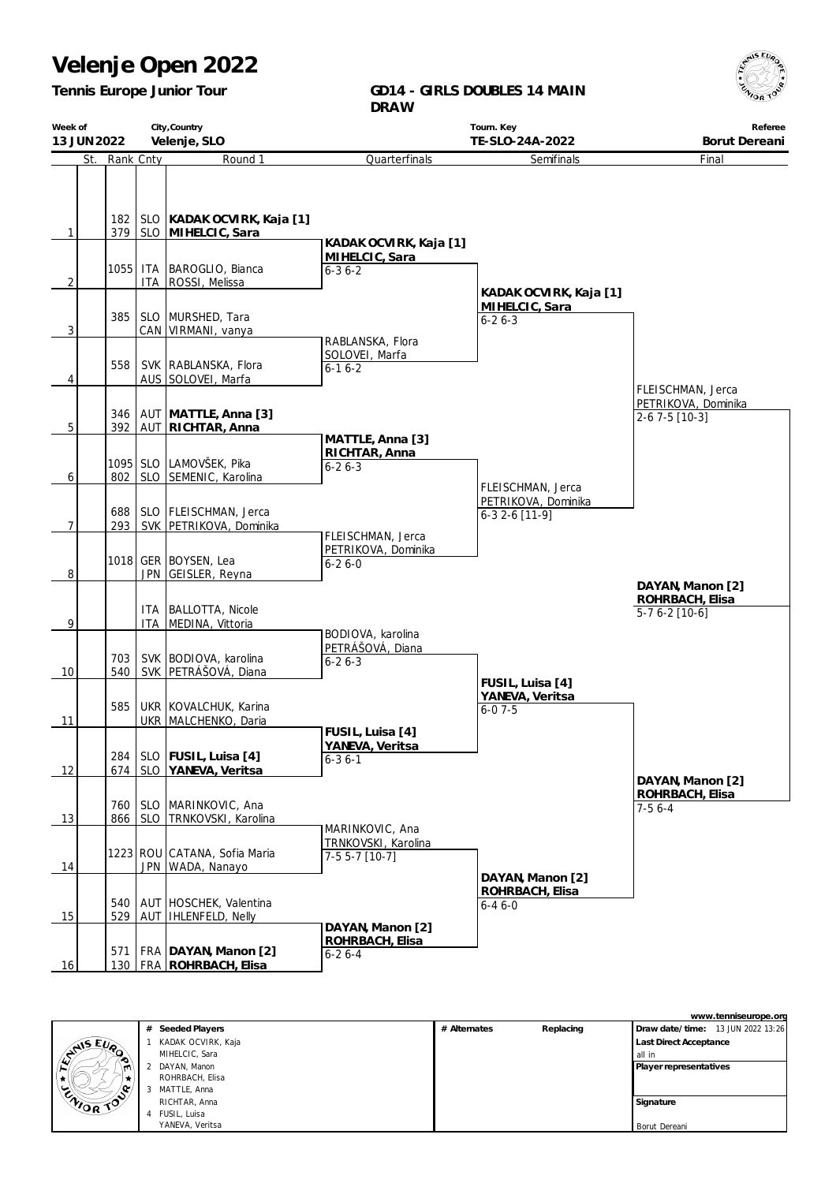# Velenje Open 2022

**Tennis Europe Junior Tour**

**GD14 - GIRLS DOUBLES 14 MAIN DRAW**

| Week of | City,Country | Tourn. Key | Referee |
|---|---|---|---|
| 13 JUN 2022 | Velenje, SLO | TE-SLO-24A-2022 | Borut Dereani |

| | St. | Rank | Cnty | Round 1 | Quarterfinals | Semifinals | Final |
|---|---|---|---|---|---|---|---|
| 1 | | 182 | SLO | **KADAK OCVIRK, Kaja [1]** | | | |
| | | 379 | SLO | **MIHELCIC, Sara** | **KADAK OCVIRK, Kaja [1] MIHELCIC, Sara** 6-3 6-2 | | |
| 2 | | 1055 | ITA | BAROGLIO, Bianca | | | |
| | | | ITA | ROSSI, Melissa | | **KADAK OCVIRK, Kaja [1] MIHELCIC, Sara** 6-2 6-3 | |
| 3 | | 385 | SLO | MURSHED, Tara | | | |
| | | | CAN | VIRMANI, vanya | RABLANSKA, Flora SOLOVEI, Marfa 6-1 6-2 | | |
| 4 | | 558 | SVK | RABLANSKA, Flora | | | |
| | | | AUS | SOLOVEI, Marfa | | | FLEISCHMAN, Jerca PETRIKOVA, Dominika 2-6 7-5 [10-3] |
| 5 | | 346 | AUT | **MATTLE, Anna [3]** | | | |
| | | 392 | AUT | **RICHTAR, Anna** | **MATTLE, Anna [3] RICHTAR, Anna** 6-2 6-3 | | |
| 6 | | 1095 | SLO | LAMOVŠEK, Pika | | | |
| | | 802 | SLO | SEMENIC, Karolina | | FLEISCHMAN, Jerca PETRIKOVA, Dominika 6-3 2-6 [11-9] | |
| 7 | | 688 | SLO | FLEISCHMAN, Jerca | | | |
| | | 293 | SVK | PETRIKOVA, Dominika | FLEISCHMAN, Jerca PETRIKOVA, Dominika 6-2 6-0 | | |
| 8 | | 1018 | GER | BOYSEN, Lea | | | |
| | | | JPN | GEISLER, Reyna | | | **DAYAN, Manon [2] ROHRBACH, Elisa** 5-7 6-2 [10-6] |
| 9 | | | ITA | BALLOTTA, Nicole | | | |
| | | | ITA | MEDINA, Vittoria | BODIOVA, karolina PETRÁŠOVÁ, Diana 6-2 6-3 | | |
| 10 | | 703 | SVK | BODIOVA, karolina | | | |
| | | 540 | SVK | PETRÁŠOVÁ, Diana | | **FUSIL, Luisa [4] YANEVA, Veritsa** 6-0 7-5 | |
| 11 | | 585 | UKR | KOVALCHUK, Karina | | | |
| | | | UKR | MALCHENKO, Daria | **FUSIL, Luisa [4] YANEVA, Veritsa** 6-3 6-1 | | |
| 12 | | 284 | SLO | **FUSIL, Luisa [4]** | | | |
| | | 674 | SLO | **YANEVA, Veritsa** | | | **DAYAN, Manon [2] ROHRBACH, Elisa** 7-5 6-4 |
| 13 | | 760 | SLO | MARINKOVIC, Ana | | | |
| | | 866 | SLO | TRNKOVSKI, Karolina | MARINKOVIC, Ana TRNKOVSKI, Karolina 7-5 5-7 [10-7] | | |
| 14 | | 1223 | ROU | CATANA, Sofia Maria | | | |
| | | | JPN | WADA, Nanayo | | **DAYAN, Manon [2] ROHRBACH, Elisa** 6-4 6-0 | |
| 15 | | 540 | AUT | HOSCHEK, Valentina | | | |
| | | 529 | AUT | IHLENFELD, Nelly | **DAYAN, Manon [2] ROHRBACH, Elisa** 6-2 6-4 | | |
| 16 | | 571 | FRA | **DAYAN, Manon [2]** | | | |
| | | 130 | FRA | **ROHRBACH, Elisa** | | | |

www.tenniseurope.org

| # | Seeded Players | # Alternates | Replacing | |
|---|---|---|---|---|
| 1 | KADAK OCVIRK, Kaja / MIHELCIC, Sara | | | **Draw date/time:** 13 JUN 2022 13:26 |
| 2 | DAYAN, Manon / ROHRBACH, Elisa | | | **Last Direct Acceptance:** all in |
| 3 | MATTLE, Anna / RICHTAR, Anna | | | **Player representatives** |
| 4 | FUSIL, Luisa / YANEVA, Veritsa | | | **Signature:** Borut Dereani |